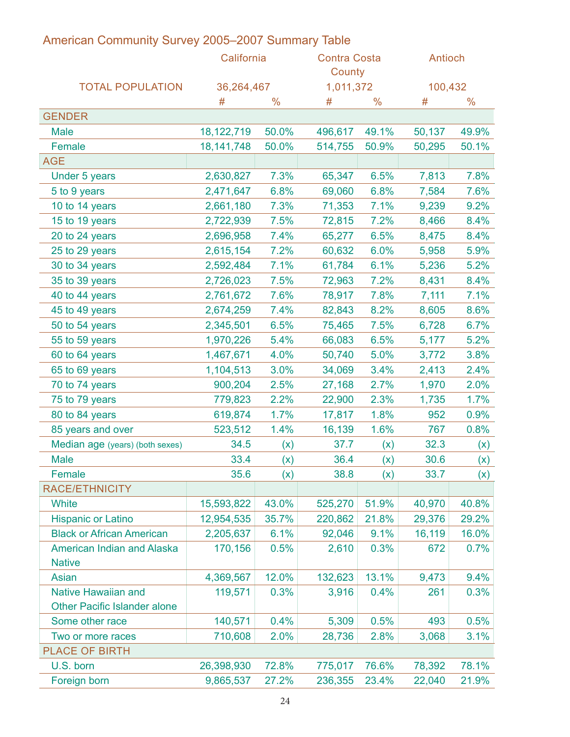## American Community Survey 2005–2007 Summary Table

| | California | | Contra Costa County | | Antioch | |
|---|---|---|---|---|---|---|
| TOTAL POPULATION | 36,264,467 | | 1,011,372 | | 100,432 | |
| | # | % | # | % | # | % |
| **GENDER** | | | | | | |
| Male | 18,122,719 | 50.0% | 496,617 | 49.1% | 50,137 | 49.9% |
| Female | 18,141,748 | 50.0% | 514,755 | 50.9% | 50,295 | 50.1% |
| **AGE** | | | | | | |
| Under 5 years | 2,630,827 | 7.3% | 65,347 | 6.5% | 7,813 | 7.8% |
| 5 to 9 years | 2,471,647 | 6.8% | 69,060 | 6.8% | 7,584 | 7.6% |
| 10 to 14 years | 2,661,180 | 7.3% | 71,353 | 7.1% | 9,239 | 9.2% |
| 15 to 19 years | 2,722,939 | 7.5% | 72,815 | 7.2% | 8,466 | 8.4% |
| 20 to 24 years | 2,696,958 | 7.4% | 65,277 | 6.5% | 8,475 | 8.4% |
| 25 to 29 years | 2,615,154 | 7.2% | 60,632 | 6.0% | 5,958 | 5.9% |
| 30 to 34 years | 2,592,484 | 7.1% | 61,784 | 6.1% | 5,236 | 5.2% |
| 35 to 39 years | 2,726,023 | 7.5% | 72,963 | 7.2% | 8,431 | 8.4% |
| 40 to 44 years | 2,761,672 | 7.6% | 78,917 | 7.8% | 7,111 | 7.1% |
| 45 to 49 years | 2,674,259 | 7.4% | 82,843 | 8.2% | 8,605 | 8.6% |
| 50 to 54 years | 2,345,501 | 6.5% | 75,465 | 7.5% | 6,728 | 6.7% |
| 55 to 59 years | 1,970,226 | 5.4% | 66,083 | 6.5% | 5,177 | 5.2% |
| 60 to 64 years | 1,467,671 | 4.0% | 50,740 | 5.0% | 3,772 | 3.8% |
| 65 to 69 years | 1,104,513 | 3.0% | 34,069 | 3.4% | 2,413 | 2.4% |
| 70 to 74 years | 900,204 | 2.5% | 27,168 | 2.7% | 1,970 | 2.0% |
| 75 to 79 years | 779,823 | 2.2% | 22,900 | 2.3% | 1,735 | 1.7% |
| 80 to 84 years | 619,874 | 1.7% | 17,817 | 1.8% | 952 | 0.9% |
| 85 years and over | 523,512 | 1.4% | 16,139 | 1.6% | 767 | 0.8% |
| Median age (years) (both sexes) | 34.5 | (x) | 37.7 | (x) | 32.3 | (x) |
| Male | 33.4 | (x) | 36.4 | (x) | 30.6 | (x) |
| Female | 35.6 | (x) | 38.8 | (x) | 33.7 | (x) |
| **RACE/ETHNICITY** | | | | | | |
| White | 15,593,822 | 43.0% | 525,270 | 51.9% | 40,970 | 40.8% |
| Hispanic or Latino | 12,954,535 | 35.7% | 220,862 | 21.8% | 29,376 | 29.2% |
| Black or African American | 2,205,637 | 6.1% | 92,046 | 9.1% | 16,119 | 16.0% |
| American Indian and Alaska Native | 170,156 | 0.5% | 2,610 | 0.3% | 672 | 0.7% |
| Asian | 4,369,567 | 12.0% | 132,623 | 13.1% | 9,473 | 9.4% |
| Native Hawaiian and Other Pacific Islander alone | 119,571 | 0.3% | 3,916 | 0.4% | 261 | 0.3% |
| Some other race | 140,571 | 0.4% | 5,309 | 0.5% | 493 | 0.5% |
| Two or more races | 710,608 | 2.0% | 28,736 | 2.8% | 3,068 | 3.1% |
| **PLACE OF BIRTH** | | | | | | |
| U.S. born | 26,398,930 | 72.8% | 775,017 | 76.6% | 78,392 | 78.1% |
| Foreign born | 9,865,537 | 27.2% | 236,355 | 23.4% | 22,040 | 21.9% |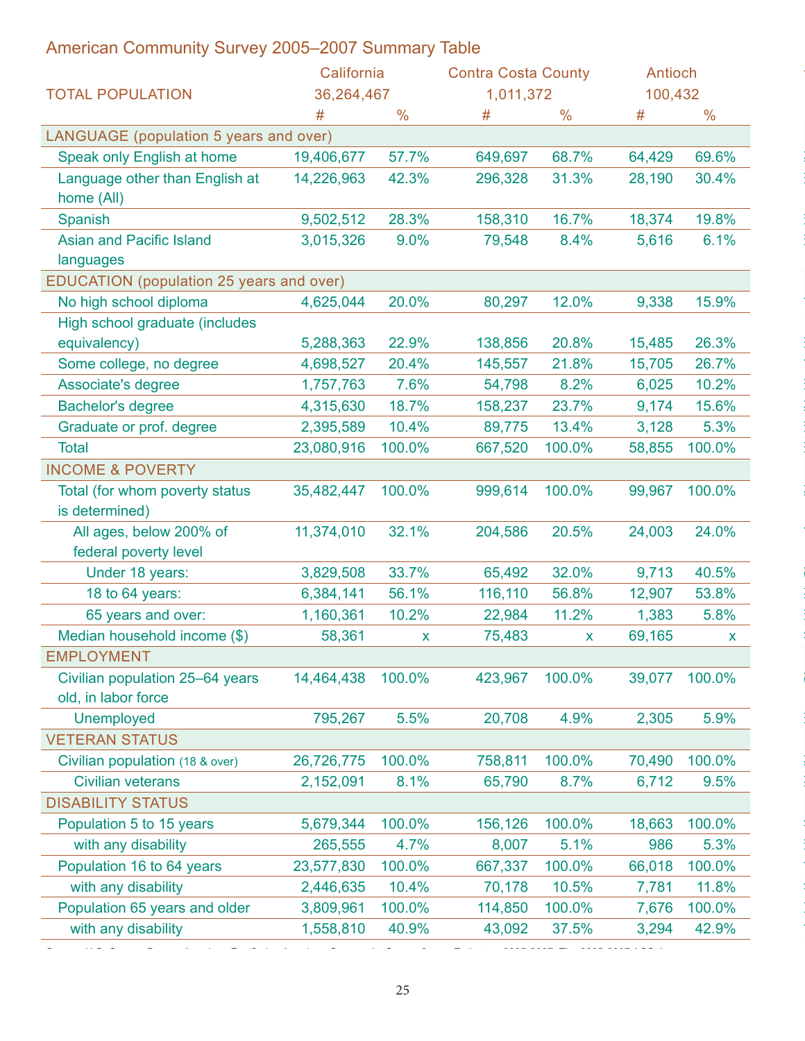## American Community Survey 2005–2007 Summary Table

| | California | | Contra Costa County | | Antioch | |
|---|---|---|---|---|---|---|
| TOTAL POPULATION | 36,264,467 | | 1,011,372 | | 100,432 | |
| | # | % | # | % | # | % |
| **LANGUAGE (population 5 years and over)** | | | | | | |
| Speak only English at home | 19,406,677 | 57.7% | 649,697 | 68.7% | 64,429 | 69.6% |
| Language other than English at home (All) | 14,226,963 | 42.3% | 296,328 | 31.3% | 28,190 | 30.4% |
| Spanish | 9,502,512 | 28.3% | 158,310 | 16.7% | 18,374 | 19.8% |
| Asian and Pacific Island languages | 3,015,326 | 9.0% | 79,548 | 8.4% | 5,616 | 6.1% |
| **EDUCATION (population 25 years and over)** | | | | | | |
| No high school diploma | 4,625,044 | 20.0% | 80,297 | 12.0% | 9,338 | 15.9% |
| High school graduate (includes equivalency) | 5,288,363 | 22.9% | 138,856 | 20.8% | 15,485 | 26.3% |
| Some college, no degree | 4,698,527 | 20.4% | 145,557 | 21.8% | 15,705 | 26.7% |
| Associate's degree | 1,757,763 | 7.6% | 54,798 | 8.2% | 6,025 | 10.2% |
| Bachelor's degree | 4,315,630 | 18.7% | 158,237 | 23.7% | 9,174 | 15.6% |
| Graduate or prof. degree | 2,395,589 | 10.4% | 89,775 | 13.4% | 3,128 | 5.3% |
| Total | 23,080,916 | 100.0% | 667,520 | 100.0% | 58,855 | 100.0% |
| **INCOME & POVERTY** | | | | | | |
| Total (for whom poverty status is determined) | 35,482,447 | 100.0% | 999,614 | 100.0% | 99,967 | 100.0% |
| All ages, below 200% of federal poverty level | 11,374,010 | 32.1% | 204,586 | 20.5% | 24,003 | 24.0% |
| Under 18 years: | 3,829,508 | 33.7% | 65,492 | 32.0% | 9,713 | 40.5% |
| 18 to 64 years: | 6,384,141 | 56.1% | 116,110 | 56.8% | 12,907 | 53.8% |
| 65 years and over: | 1,160,361 | 10.2% | 22,984 | 11.2% | 1,383 | 5.8% |
| Median household income ($) | 58,361 | x | 75,483 | x | 69,165 | x |
| **EMPLOYMENT** | | | | | | |
| Civilian population 25–64 years old, in labor force | 14,464,438 | 100.0% | 423,967 | 100.0% | 39,077 | 100.0% |
| Unemployed | 795,267 | 5.5% | 20,708 | 4.9% | 2,305 | 5.9% |
| **VETERAN STATUS** | | | | | | |
| Civilian population (18 & over) | 26,726,775 | 100.0% | 758,811 | 100.0% | 70,490 | 100.0% |
| Civilian veterans | 2,152,091 | 8.1% | 65,790 | 8.7% | 6,712 | 9.5% |
| **DISABILITY STATUS** | | | | | | |
| Population 5 to 15 years | 5,679,344 | 100.0% | 156,126 | 100.0% | 18,663 | 100.0% |
| with any disability | 265,555 | 4.7% | 8,007 | 5.1% | 986 | 5.3% |
| Population 16 to 64 years | 23,577,830 | 100.0% | 667,337 | 100.0% | 66,018 | 100.0% |
| with any disability | 2,446,635 | 10.4% | 70,178 | 10.5% | 7,781 | 11.8% |
| Population 65 years and older | 3,809,961 | 100.0% | 114,850 | 100.0% | 7,676 | 100.0% |
| with any disability | 1,558,810 | 40.9% | 43,092 | 37.5% | 3,294 | 42.9% |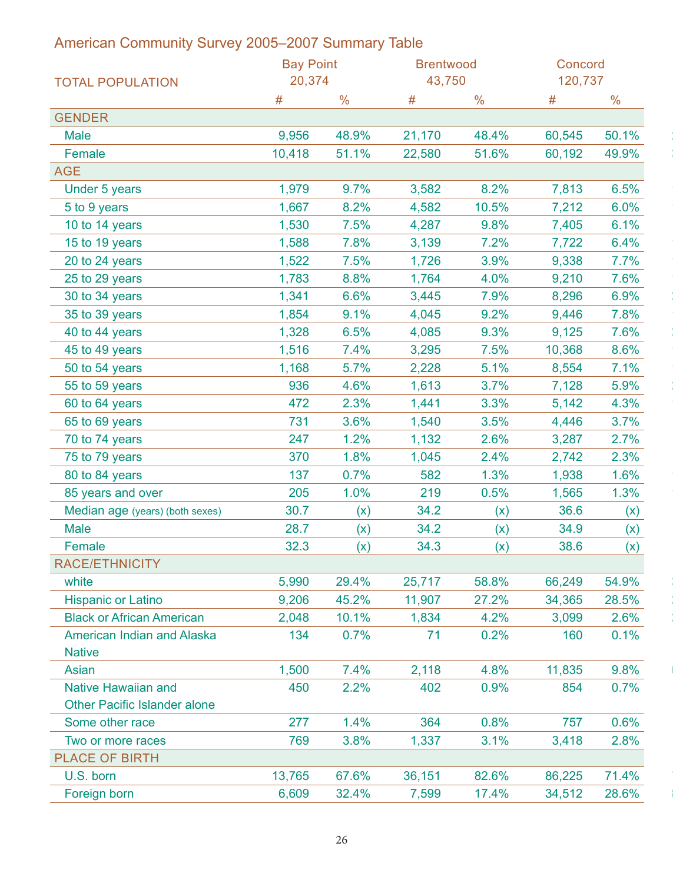## American Community Survey 2005–2007 Summary Table

| | Bay Point | | Brentwood | | Concord | |
|---|---|---|---|---|---|---|
| TOTAL POPULATION | 20,374 | | 43,750 | | 120,737 | |
| | # | % | # | % | # | % |
| **GENDER** | | | | | | |
| Male | 9,956 | 48.9% | 21,170 | 48.4% | 60,545 | 50.1% |
| Female | 10,418 | 51.1% | 22,580 | 51.6% | 60,192 | 49.9% |
| **AGE** | | | | | | |
| Under 5 years | 1,979 | 9.7% | 3,582 | 8.2% | 7,813 | 6.5% |
| 5 to 9 years | 1,667 | 8.2% | 4,582 | 10.5% | 7,212 | 6.0% |
| 10 to 14 years | 1,530 | 7.5% | 4,287 | 9.8% | 7,405 | 6.1% |
| 15 to 19 years | 1,588 | 7.8% | 3,139 | 7.2% | 7,722 | 6.4% |
| 20 to 24 years | 1,522 | 7.5% | 1,726 | 3.9% | 9,338 | 7.7% |
| 25 to 29 years | 1,783 | 8.8% | 1,764 | 4.0% | 9,210 | 7.6% |
| 30 to 34 years | 1,341 | 6.6% | 3,445 | 7.9% | 8,296 | 6.9% |
| 35 to 39 years | 1,854 | 9.1% | 4,045 | 9.2% | 9,446 | 7.8% |
| 40 to 44 years | 1,328 | 6.5% | 4,085 | 9.3% | 9,125 | 7.6% |
| 45 to 49 years | 1,516 | 7.4% | 3,295 | 7.5% | 10,368 | 8.6% |
| 50 to 54 years | 1,168 | 5.7% | 2,228 | 5.1% | 8,554 | 7.1% |
| 55 to 59 years | 936 | 4.6% | 1,613 | 3.7% | 7,128 | 5.9% |
| 60 to 64 years | 472 | 2.3% | 1,441 | 3.3% | 5,142 | 4.3% |
| 65 to 69 years | 731 | 3.6% | 1,540 | 3.5% | 4,446 | 3.7% |
| 70 to 74 years | 247 | 1.2% | 1,132 | 2.6% | 3,287 | 2.7% |
| 75 to 79 years | 370 | 1.8% | 1,045 | 2.4% | 2,742 | 2.3% |
| 80 to 84 years | 137 | 0.7% | 582 | 1.3% | 1,938 | 1.6% |
| 85 years and over | 205 | 1.0% | 219 | 0.5% | 1,565 | 1.3% |
| Median age (years) (both sexes) | 30.7 | (x) | 34.2 | (x) | 36.6 | (x) |
| Male | 28.7 | (x) | 34.2 | (x) | 34.9 | (x) |
| Female | 32.3 | (x) | 34.3 | (x) | 38.6 | (x) |
| **RACE/ETHNICITY** | | | | | | |
| white | 5,990 | 29.4% | 25,717 | 58.8% | 66,249 | 54.9% |
| Hispanic or Latino | 9,206 | 45.2% | 11,907 | 27.2% | 34,365 | 28.5% |
| Black or African American | 2,048 | 10.1% | 1,834 | 4.2% | 3,099 | 2.6% |
| American Indian and Alaska Native | 134 | 0.7% | 71 | 0.2% | 160 | 0.1% |
| Asian | 1,500 | 7.4% | 2,118 | 4.8% | 11,835 | 9.8% |
| Native Hawaiian and Other Pacific Islander alone | 450 | 2.2% | 402 | 0.9% | 854 | 0.7% |
| Some other race | 277 | 1.4% | 364 | 0.8% | 757 | 0.6% |
| Two or more races | 769 | 3.8% | 1,337 | 3.1% | 3,418 | 2.8% |
| **PLACE OF BIRTH** | | | | | | |
| U.S. born | 13,765 | 67.6% | 36,151 | 82.6% | 86,225 | 71.4% |
| Foreign born | 6,609 | 32.4% | 7,599 | 17.4% | 34,512 | 28.6% |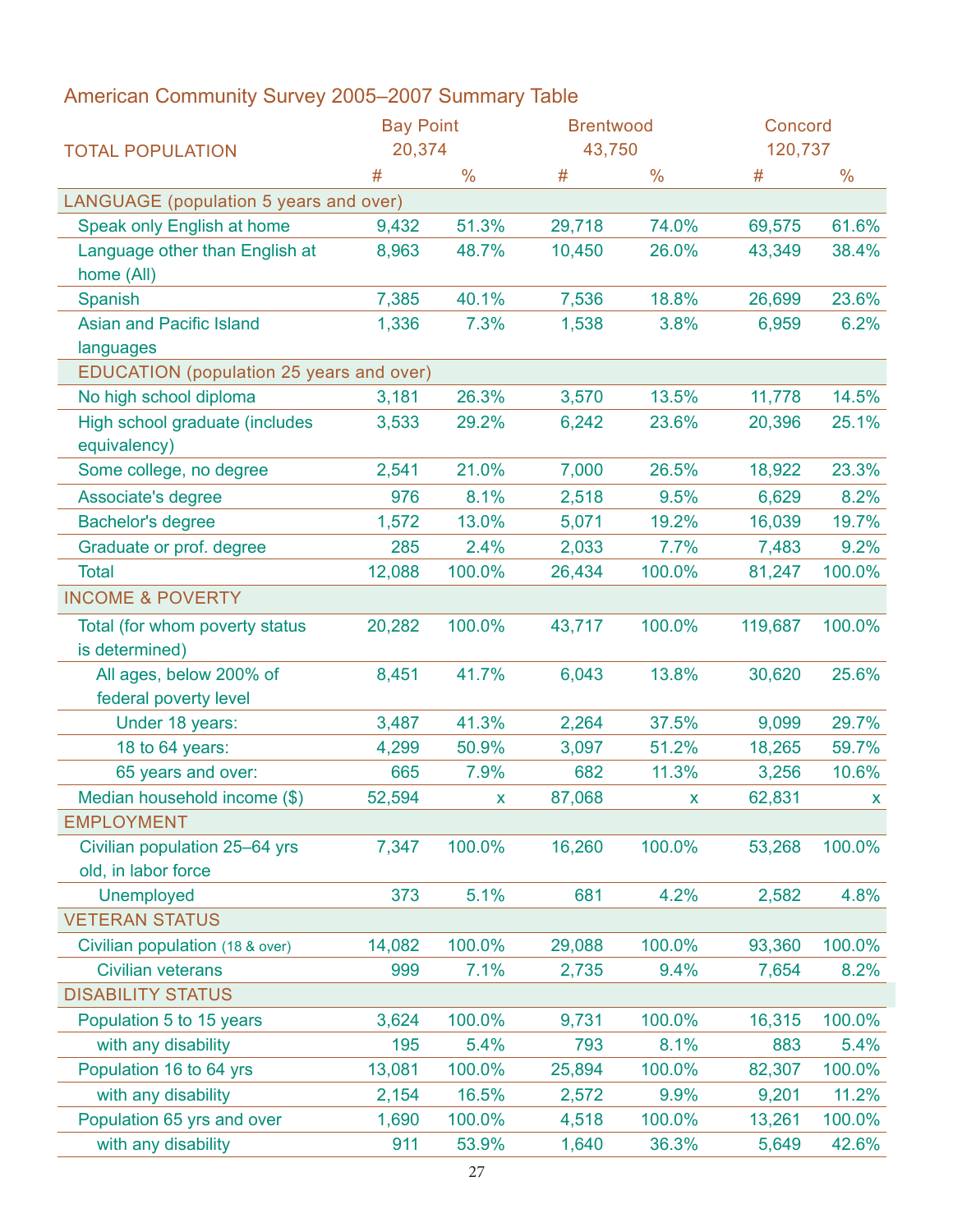## American Community Survey 2005–2007 Summary Table

| | Bay Point | | Brentwood | | Concord | |
|---|---|---|---|---|---|---|
| TOTAL POPULATION | 20,374 | | 43,750 | | 120,737 | |
| | # | % | # | % | # | % |
| **LANGUAGE (population 5 years and over)** | | | | | | |
| Speak only English at home | 9,432 | 51.3% | 29,718 | 74.0% | 69,575 | 61.6% |
| Language other than English at home (All) | 8,963 | 48.7% | 10,450 | 26.0% | 43,349 | 38.4% |
| Spanish | 7,385 | 40.1% | 7,536 | 18.8% | 26,699 | 23.6% |
| Asian and Pacific Island languages | 1,336 | 7.3% | 1,538 | 3.8% | 6,959 | 6.2% |
| **EDUCATION (population 25 years and over)** | | | | | | |
| No high school diploma | 3,181 | 26.3% | 3,570 | 13.5% | 11,778 | 14.5% |
| High school graduate (includes equivalency) | 3,533 | 29.2% | 6,242 | 23.6% | 20,396 | 25.1% |
| Some college, no degree | 2,541 | 21.0% | 7,000 | 26.5% | 18,922 | 23.3% |
| Associate's degree | 976 | 8.1% | 2,518 | 9.5% | 6,629 | 8.2% |
| Bachelor's degree | 1,572 | 13.0% | 5,071 | 19.2% | 16,039 | 19.7% |
| Graduate or prof. degree | 285 | 2.4% | 2,033 | 7.7% | 7,483 | 9.2% |
| Total | 12,088 | 100.0% | 26,434 | 100.0% | 81,247 | 100.0% |
| **INCOME & POVERTY** | | | | | | |
| Total (for whom poverty status is determined) | 20,282 | 100.0% | 43,717 | 100.0% | 119,687 | 100.0% |
| All ages, below 200% of federal poverty level | 8,451 | 41.7% | 6,043 | 13.8% | 30,620 | 25.6% |
| Under 18 years: | 3,487 | 41.3% | 2,264 | 37.5% | 9,099 | 29.7% |
| 18 to 64 years: | 4,299 | 50.9% | 3,097 | 51.2% | 18,265 | 59.7% |
| 65 years and over: | 665 | 7.9% | 682 | 11.3% | 3,256 | 10.6% |
| Median household income ($) | 52,594 | x | 87,068 | x | 62,831 | x |
| **EMPLOYMENT** | | | | | | |
| Civilian population 25–64 yrs old, in labor force | 7,347 | 100.0% | 16,260 | 100.0% | 53,268 | 100.0% |
| Unemployed | 373 | 5.1% | 681 | 4.2% | 2,582 | 4.8% |
| **VETERAN STATUS** | | | | | | |
| Civilian population (18 & over) | 14,082 | 100.0% | 29,088 | 100.0% | 93,360 | 100.0% |
| Civilian veterans | 999 | 7.1% | 2,735 | 9.4% | 7,654 | 8.2% |
| **DISABILITY STATUS** | | | | | | |
| Population 5 to 15 years | 3,624 | 100.0% | 9,731 | 100.0% | 16,315 | 100.0% |
| with any disability | 195 | 5.4% | 793 | 8.1% | 883 | 5.4% |
| Population 16 to 64 yrs | 13,081 | 100.0% | 25,894 | 100.0% | 82,307 | 100.0% |
| with any disability | 2,154 | 16.5% | 2,572 | 9.9% | 9,201 | 11.2% |
| Population 65 yrs and over | 1,690 | 100.0% | 4,518 | 100.0% | 13,261 | 100.0% |
| with any disability | 911 | 53.9% | 1,640 | 36.3% | 5,649 | 42.6% |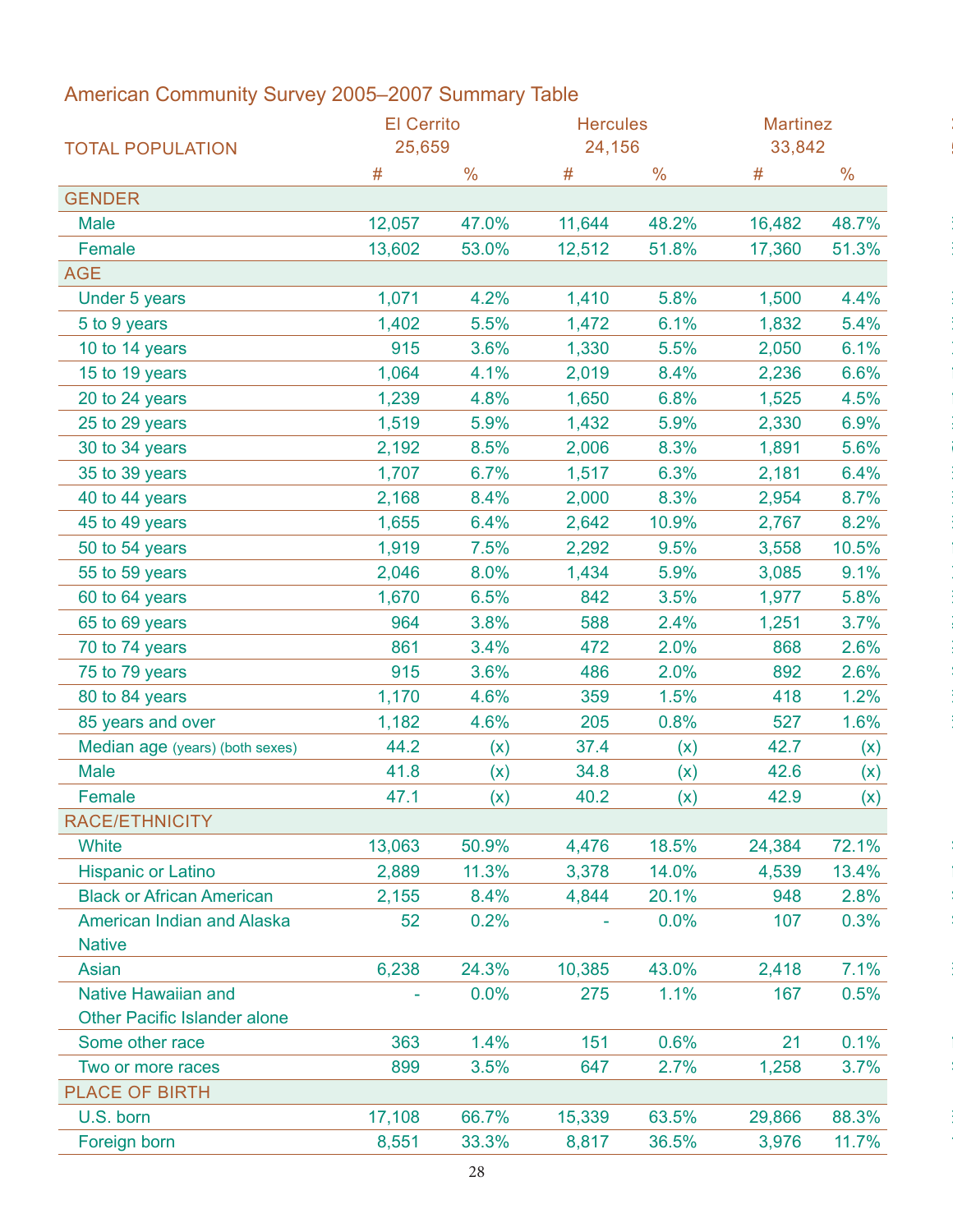# American Community Survey 2005–2007 Summary Table

| TOTAL POPULATION | El Cerrito 25,659 | | Hercules 24,156 | | Martinez 33,842 | |
|---|---|---|---|---|---|---|
| | # | % | # | % | # | % |
| **GENDER** | | | | | | |
| Male | 12,057 | 47.0% | 11,644 | 48.2% | 16,482 | 48.7% |
| Female | 13,602 | 53.0% | 12,512 | 51.8% | 17,360 | 51.3% |
| **AGE** | | | | | | |
| Under 5 years | 1,071 | 4.2% | 1,410 | 5.8% | 1,500 | 4.4% |
| 5 to 9 years | 1,402 | 5.5% | 1,472 | 6.1% | 1,832 | 5.4% |
| 10 to 14 years | 915 | 3.6% | 1,330 | 5.5% | 2,050 | 6.1% |
| 15 to 19 years | 1,064 | 4.1% | 2,019 | 8.4% | 2,236 | 6.6% |
| 20 to 24 years | 1,239 | 4.8% | 1,650 | 6.8% | 1,525 | 4.5% |
| 25 to 29 years | 1,519 | 5.9% | 1,432 | 5.9% | 2,330 | 6.9% |
| 30 to 34 years | 2,192 | 8.5% | 2,006 | 8.3% | 1,891 | 5.6% |
| 35 to 39 years | 1,707 | 6.7% | 1,517 | 6.3% | 2,181 | 6.4% |
| 40 to 44 years | 2,168 | 8.4% | 2,000 | 8.3% | 2,954 | 8.7% |
| 45 to 49 years | 1,655 | 6.4% | 2,642 | 10.9% | 2,767 | 8.2% |
| 50 to 54 years | 1,919 | 7.5% | 2,292 | 9.5% | 3,558 | 10.5% |
| 55 to 59 years | 2,046 | 8.0% | 1,434 | 5.9% | 3,085 | 9.1% |
| 60 to 64 years | 1,670 | 6.5% | 842 | 3.5% | 1,977 | 5.8% |
| 65 to 69 years | 964 | 3.8% | 588 | 2.4% | 1,251 | 3.7% |
| 70 to 74 years | 861 | 3.4% | 472 | 2.0% | 868 | 2.6% |
| 75 to 79 years | 915 | 3.6% | 486 | 2.0% | 892 | 2.6% |
| 80 to 84 years | 1,170 | 4.6% | 359 | 1.5% | 418 | 1.2% |
| 85 years and over | 1,182 | 4.6% | 205 | 0.8% | 527 | 1.6% |
| Median age (years) (both sexes) | 44.2 | (x) | 37.4 | (x) | 42.7 | (x) |
| Male | 41.8 | (x) | 34.8 | (x) | 42.6 | (x) |
| Female | 47.1 | (x) | 40.2 | (x) | 42.9 | (x) |
| **RACE/ETHNICITY** | | | | | | |
| White | 13,063 | 50.9% | 4,476 | 18.5% | 24,384 | 72.1% |
| Hispanic or Latino | 2,889 | 11.3% | 3,378 | 14.0% | 4,539 | 13.4% |
| Black or African American | 2,155 | 8.4% | 4,844 | 20.1% | 948 | 2.8% |
| American Indian and Alaska Native | 52 | 0.2% | - | 0.0% | 107 | 0.3% |
| Asian | 6,238 | 24.3% | 10,385 | 43.0% | 2,418 | 7.1% |
| Native Hawaiian and Other Pacific Islander alone | - | 0.0% | 275 | 1.1% | 167 | 0.5% |
| Some other race | 363 | 1.4% | 151 | 0.6% | 21 | 0.1% |
| Two or more races | 899 | 3.5% | 647 | 2.7% | 1,258 | 3.7% |
| **PLACE OF BIRTH** | | | | | | |
| U.S. born | 17,108 | 66.7% | 15,339 | 63.5% | 29,866 | 88.3% |
| Foreign born | 8,551 | 33.3% | 8,817 | 36.5% | 3,976 | 11.7% |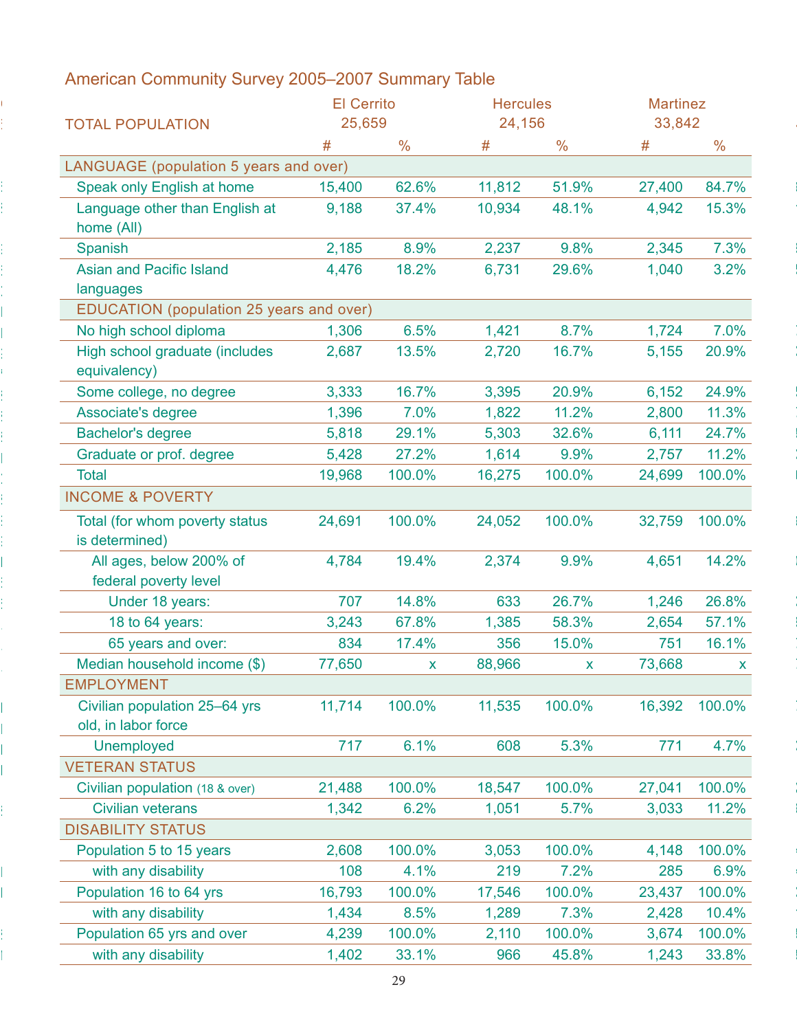## American Community Survey 2005–2007 Summary Table

| | El Cerrito | | Hercules | | Martinez | |
|---|---|---|---|---|---|---|
| TOTAL POPULATION | 25,659 | | 24,156 | | 33,842 | |
| | # | % | # | % | # | % |
| **LANGUAGE (population 5 years and over)** | | | | | | |
| Speak only English at home | 15,400 | 62.6% | 11,812 | 51.9% | 27,400 | 84.7% |
| Language other than English at home (All) | 9,188 | 37.4% | 10,934 | 48.1% | 4,942 | 15.3% |
| Spanish | 2,185 | 8.9% | 2,237 | 9.8% | 2,345 | 7.3% |
| Asian and Pacific Island languages | 4,476 | 18.2% | 6,731 | 29.6% | 1,040 | 3.2% |
| **EDUCATION (population 25 years and over)** | | | | | | |
| No high school diploma | 1,306 | 6.5% | 1,421 | 8.7% | 1,724 | 7.0% |
| High school graduate (includes equivalency) | 2,687 | 13.5% | 2,720 | 16.7% | 5,155 | 20.9% |
| Some college, no degree | 3,333 | 16.7% | 3,395 | 20.9% | 6,152 | 24.9% |
| Associate's degree | 1,396 | 7.0% | 1,822 | 11.2% | 2,800 | 11.3% |
| Bachelor's degree | 5,818 | 29.1% | 5,303 | 32.6% | 6,111 | 24.7% |
| Graduate or prof. degree | 5,428 | 27.2% | 1,614 | 9.9% | 2,757 | 11.2% |
| Total | 19,968 | 100.0% | 16,275 | 100.0% | 24,699 | 100.0% |
| **INCOME & POVERTY** | | | | | | |
| Total (for whom poverty status is determined) | 24,691 | 100.0% | 24,052 | 100.0% | 32,759 | 100.0% |
| All ages, below 200% of federal poverty level | 4,784 | 19.4% | 2,374 | 9.9% | 4,651 | 14.2% |
| Under 18 years: | 707 | 14.8% | 633 | 26.7% | 1,246 | 26.8% |
| 18 to 64 years: | 3,243 | 67.8% | 1,385 | 58.3% | 2,654 | 57.1% |
| 65 years and over: | 834 | 17.4% | 356 | 15.0% | 751 | 16.1% |
| Median household income ($) | 77,650 | x | 88,966 | x | 73,668 | x |
| **EMPLOYMENT** | | | | | | |
| Civilian population 25–64 yrs old, in labor force | 11,714 | 100.0% | 11,535 | 100.0% | 16,392 | 100.0% |
| Unemployed | 717 | 6.1% | 608 | 5.3% | 771 | 4.7% |
| **VETERAN STATUS** | | | | | | |
| Civilian population (18 & over) | 21,488 | 100.0% | 18,547 | 100.0% | 27,041 | 100.0% |
| Civilian veterans | 1,342 | 6.2% | 1,051 | 5.7% | 3,033 | 11.2% |
| **DISABILITY STATUS** | | | | | | |
| Population 5 to 15 years | 2,608 | 100.0% | 3,053 | 100.0% | 4,148 | 100.0% |
| with any disability | 108 | 4.1% | 219 | 7.2% | 285 | 6.9% |
| Population 16 to 64 yrs | 16,793 | 100.0% | 17,546 | 100.0% | 23,437 | 100.0% |
| with any disability | 1,434 | 8.5% | 1,289 | 7.3% | 2,428 | 10.4% |
| Population 65 yrs and over | 4,239 | 100.0% | 2,110 | 100.0% | 3,674 | 100.0% |
| with any disability | 1,402 | 33.1% | 966 | 45.8% | 1,243 | 33.8% |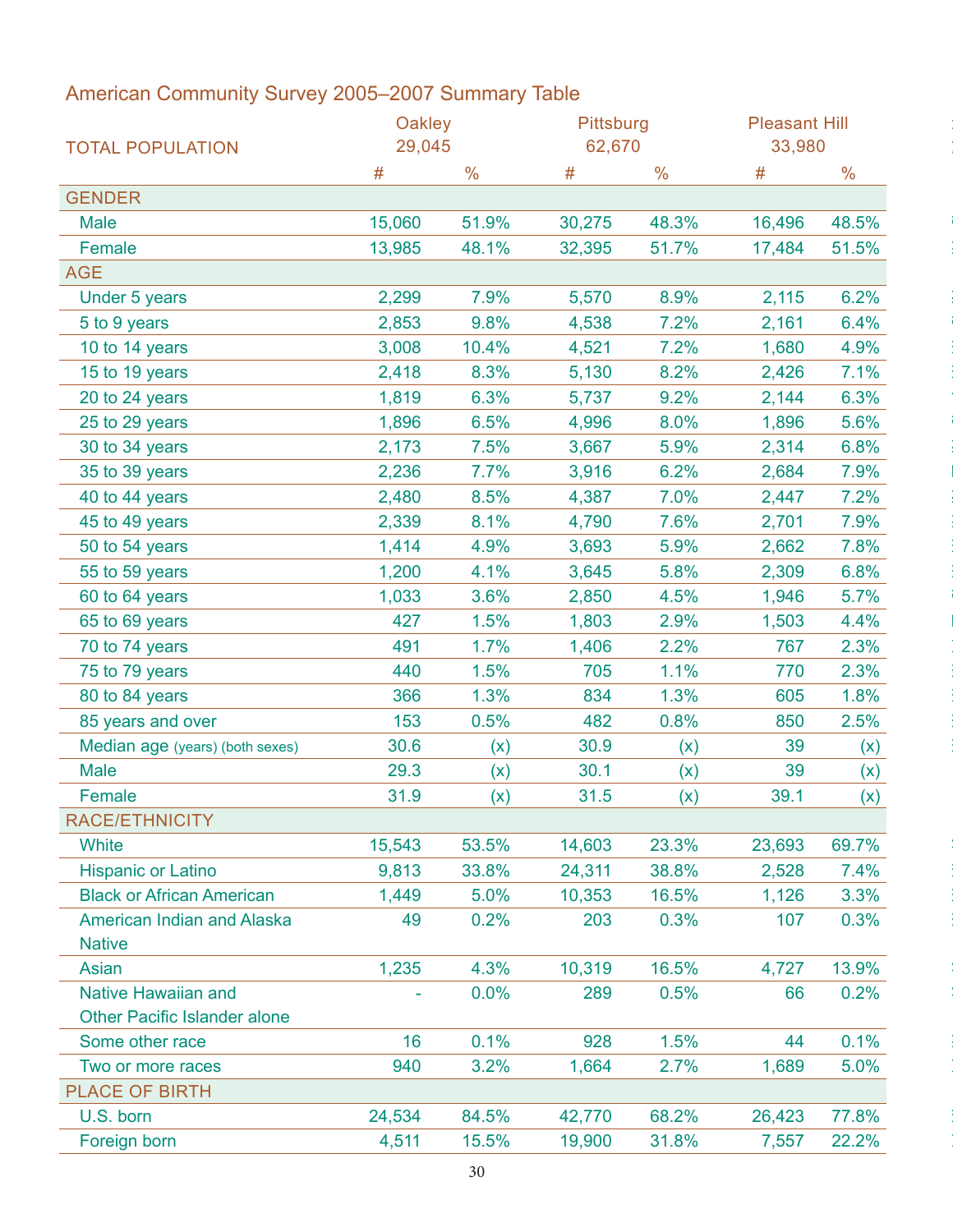## American Community Survey 2005–2007 Summary Table

| | Oakley | | Pittsburg | | Pleasant Hill | |
|---|---|---|---|---|---|---|
| TOTAL POPULATION | 29,045 | | 62,670 | | 33,980 | |
| | # | % | # | % | # | % |
| **GENDER** | | | | | | |
| Male | 15,060 | 51.9% | 30,275 | 48.3% | 16,496 | 48.5% |
| Female | 13,985 | 48.1% | 32,395 | 51.7% | 17,484 | 51.5% |
| **AGE** | | | | | | |
| Under 5 years | 2,299 | 7.9% | 5,570 | 8.9% | 2,115 | 6.2% |
| 5 to 9 years | 2,853 | 9.8% | 4,538 | 7.2% | 2,161 | 6.4% |
| 10 to 14 years | 3,008 | 10.4% | 4,521 | 7.2% | 1,680 | 4.9% |
| 15 to 19 years | 2,418 | 8.3% | 5,130 | 8.2% | 2,426 | 7.1% |
| 20 to 24 years | 1,819 | 6.3% | 5,737 | 9.2% | 2,144 | 6.3% |
| 25 to 29 years | 1,896 | 6.5% | 4,996 | 8.0% | 1,896 | 5.6% |
| 30 to 34 years | 2,173 | 7.5% | 3,667 | 5.9% | 2,314 | 6.8% |
| 35 to 39 years | 2,236 | 7.7% | 3,916 | 6.2% | 2,684 | 7.9% |
| 40 to 44 years | 2,480 | 8.5% | 4,387 | 7.0% | 2,447 | 7.2% |
| 45 to 49 years | 2,339 | 8.1% | 4,790 | 7.6% | 2,701 | 7.9% |
| 50 to 54 years | 1,414 | 4.9% | 3,693 | 5.9% | 2,662 | 7.8% |
| 55 to 59 years | 1,200 | 4.1% | 3,645 | 5.8% | 2,309 | 6.8% |
| 60 to 64 years | 1,033 | 3.6% | 2,850 | 4.5% | 1,946 | 5.7% |
| 65 to 69 years | 427 | 1.5% | 1,803 | 2.9% | 1,503 | 4.4% |
| 70 to 74 years | 491 | 1.7% | 1,406 | 2.2% | 767 | 2.3% |
| 75 to 79 years | 440 | 1.5% | 705 | 1.1% | 770 | 2.3% |
| 80 to 84 years | 366 | 1.3% | 834 | 1.3% | 605 | 1.8% |
| 85 years and over | 153 | 0.5% | 482 | 0.8% | 850 | 2.5% |
| Median age (years) (both sexes) | 30.6 | (x) | 30.9 | (x) | 39 | (x) |
| Male | 29.3 | (x) | 30.1 | (x) | 39 | (x) |
| Female | 31.9 | (x) | 31.5 | (x) | 39.1 | (x) |
| **RACE/ETHNICITY** | | | | | | |
| White | 15,543 | 53.5% | 14,603 | 23.3% | 23,693 | 69.7% |
| Hispanic or Latino | 9,813 | 33.8% | 24,311 | 38.8% | 2,528 | 7.4% |
| Black or African American | 1,449 | 5.0% | 10,353 | 16.5% | 1,126 | 3.3% |
| American Indian and Alaska Native | 49 | 0.2% | 203 | 0.3% | 107 | 0.3% |
| Asian | 1,235 | 4.3% | 10,319 | 16.5% | 4,727 | 13.9% |
| Native Hawaiian and Other Pacific Islander alone | - | 0.0% | 289 | 0.5% | 66 | 0.2% |
| Some other race | 16 | 0.1% | 928 | 1.5% | 44 | 0.1% |
| Two or more races | 940 | 3.2% | 1,664 | 2.7% | 1,689 | 5.0% |
| **PLACE OF BIRTH** | | | | | | |
| U.S. born | 24,534 | 84.5% | 42,770 | 68.2% | 26,423 | 77.8% |
| Foreign born | 4,511 | 15.5% | 19,900 | 31.8% | 7,557 | 22.2% |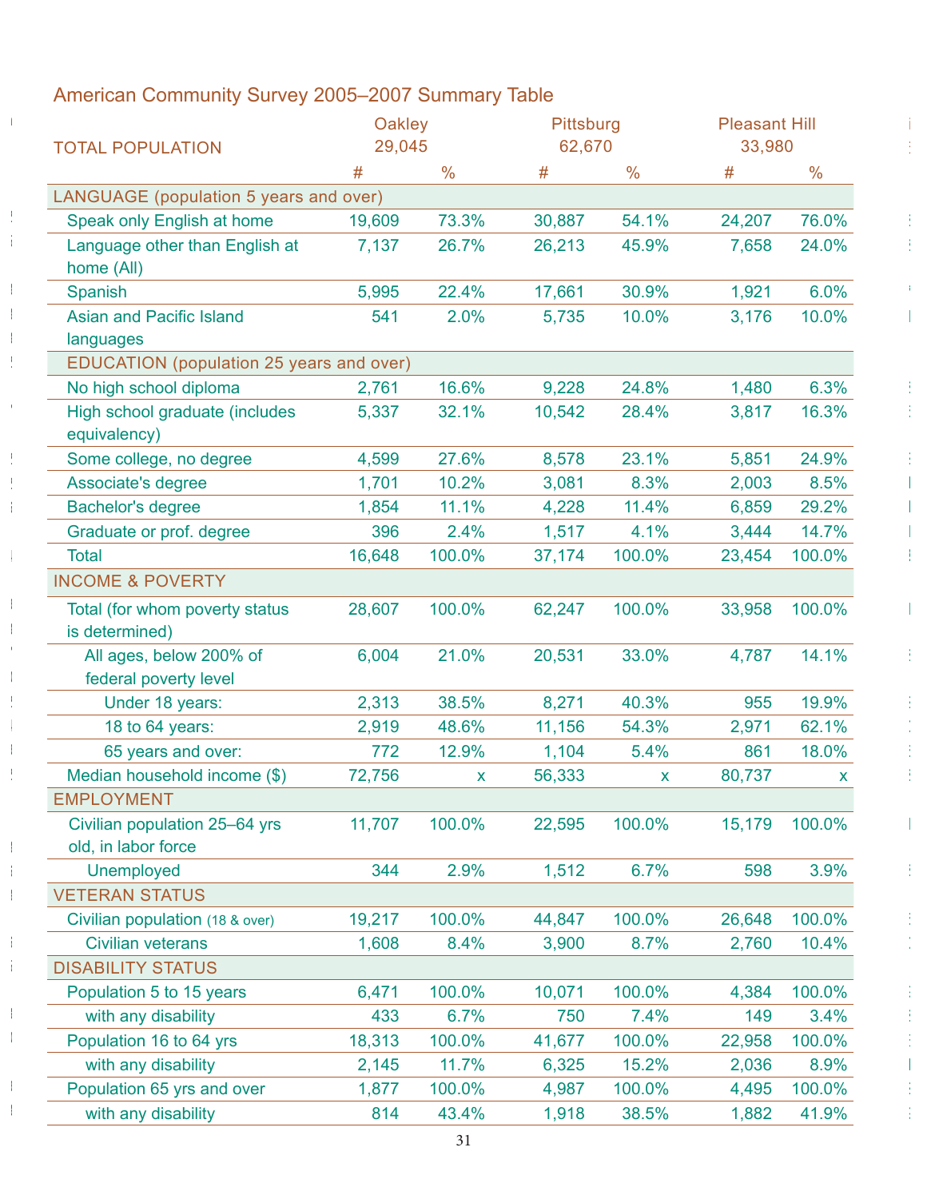## American Community Survey 2005–2007 Summary Table

| | Oakley | | Pittsburg | | Pleasant Hill | |
|---|---|---|---|---|---|---|
| TOTAL POPULATION | 29,045 | | 62,670 | | 33,980 | |
| | # | % | # | % | # | % |
| **LANGUAGE (population 5 years and over)** | | | | | | |
| Speak only English at home | 19,609 | 73.3% | 30,887 | 54.1% | 24,207 | 76.0% |
| Language other than English at home (All) | 7,137 | 26.7% | 26,213 | 45.9% | 7,658 | 24.0% |
| Spanish | 5,995 | 22.4% | 17,661 | 30.9% | 1,921 | 6.0% |
| Asian and Pacific Island languages | 541 | 2.0% | 5,735 | 10.0% | 3,176 | 10.0% |
| **EDUCATION (population 25 years and over)** | | | | | | |
| No high school diploma | 2,761 | 16.6% | 9,228 | 24.8% | 1,480 | 6.3% |
| High school graduate (includes equivalency) | 5,337 | 32.1% | 10,542 | 28.4% | 3,817 | 16.3% |
| Some college, no degree | 4,599 | 27.6% | 8,578 | 23.1% | 5,851 | 24.9% |
| Associate's degree | 1,701 | 10.2% | 3,081 | 8.3% | 2,003 | 8.5% |
| Bachelor's degree | 1,854 | 11.1% | 4,228 | 11.4% | 6,859 | 29.2% |
| Graduate or prof. degree | 396 | 2.4% | 1,517 | 4.1% | 3,444 | 14.7% |
| Total | 16,648 | 100.0% | 37,174 | 100.0% | 23,454 | 100.0% |
| **INCOME & POVERTY** | | | | | | |
| Total (for whom poverty status is determined) | 28,607 | 100.0% | 62,247 | 100.0% | 33,958 | 100.0% |
| All ages, below 200% of federal poverty level | 6,004 | 21.0% | 20,531 | 33.0% | 4,787 | 14.1% |
| Under 18 years: | 2,313 | 38.5% | 8,271 | 40.3% | 955 | 19.9% |
| 18 to 64 years: | 2,919 | 48.6% | 11,156 | 54.3% | 2,971 | 62.1% |
| 65 years and over: | 772 | 12.9% | 1,104 | 5.4% | 861 | 18.0% |
| Median household income ($) | 72,756 | x | 56,333 | x | 80,737 | x |
| **EMPLOYMENT** | | | | | | |
| Civilian population 25–64 yrs old, in labor force | 11,707 | 100.0% | 22,595 | 100.0% | 15,179 | 100.0% |
| Unemployed | 344 | 2.9% | 1,512 | 6.7% | 598 | 3.9% |
| **VETERAN STATUS** | | | | | | |
| Civilian population (18 & over) | 19,217 | 100.0% | 44,847 | 100.0% | 26,648 | 100.0% |
| Civilian veterans | 1,608 | 8.4% | 3,900 | 8.7% | 2,760 | 10.4% |
| **DISABILITY STATUS** | | | | | | |
| Population 5 to 15 years | 6,471 | 100.0% | 10,071 | 100.0% | 4,384 | 100.0% |
| with any disability | 433 | 6.7% | 750 | 7.4% | 149 | 3.4% |
| Population 16 to 64 yrs | 18,313 | 100.0% | 41,677 | 100.0% | 22,958 | 100.0% |
| with any disability | 2,145 | 11.7% | 6,325 | 15.2% | 2,036 | 8.9% |
| Population 65 yrs and over | 1,877 | 100.0% | 4,987 | 100.0% | 4,495 | 100.0% |
| with any disability | 814 | 43.4% | 1,918 | 38.5% | 1,882 | 41.9% |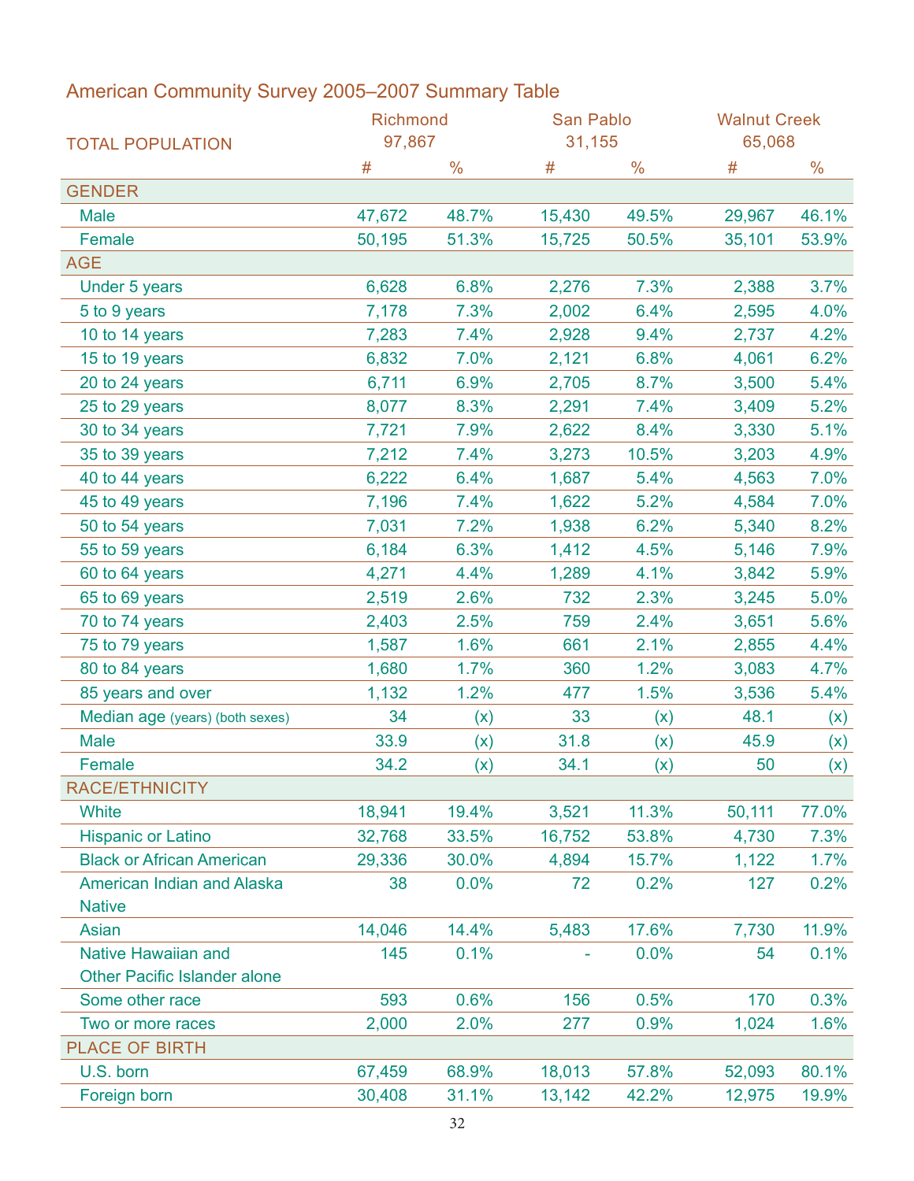## American Community Survey 2005–2007 Summary Table

| | Richmond | | San Pablo | | Walnut Creek | |
|---|---|---|---|---|---|---|
| TOTAL POPULATION | 97,867 | | 31,155 | | 65,068 | |
| | # | % | # | % | # | % |
| **GENDER** | | | | | | |
| Male | 47,672 | 48.7% | 15,430 | 49.5% | 29,967 | 46.1% |
| Female | 50,195 | 51.3% | 15,725 | 50.5% | 35,101 | 53.9% |
| **AGE** | | | | | | |
| Under 5 years | 6,628 | 6.8% | 2,276 | 7.3% | 2,388 | 3.7% |
| 5 to 9 years | 7,178 | 7.3% | 2,002 | 6.4% | 2,595 | 4.0% |
| 10 to 14 years | 7,283 | 7.4% | 2,928 | 9.4% | 2,737 | 4.2% |
| 15 to 19 years | 6,832 | 7.0% | 2,121 | 6.8% | 4,061 | 6.2% |
| 20 to 24 years | 6,711 | 6.9% | 2,705 | 8.7% | 3,500 | 5.4% |
| 25 to 29 years | 8,077 | 8.3% | 2,291 | 7.4% | 3,409 | 5.2% |
| 30 to 34 years | 7,721 | 7.9% | 2,622 | 8.4% | 3,330 | 5.1% |
| 35 to 39 years | 7,212 | 7.4% | 3,273 | 10.5% | 3,203 | 4.9% |
| 40 to 44 years | 6,222 | 6.4% | 1,687 | 5.4% | 4,563 | 7.0% |
| 45 to 49 years | 7,196 | 7.4% | 1,622 | 5.2% | 4,584 | 7.0% |
| 50 to 54 years | 7,031 | 7.2% | 1,938 | 6.2% | 5,340 | 8.2% |
| 55 to 59 years | 6,184 | 6.3% | 1,412 | 4.5% | 5,146 | 7.9% |
| 60 to 64 years | 4,271 | 4.4% | 1,289 | 4.1% | 3,842 | 5.9% |
| 65 to 69 years | 2,519 | 2.6% | 732 | 2.3% | 3,245 | 5.0% |
| 70 to 74 years | 2,403 | 2.5% | 759 | 2.4% | 3,651 | 5.6% |
| 75 to 79 years | 1,587 | 1.6% | 661 | 2.1% | 2,855 | 4.4% |
| 80 to 84 years | 1,680 | 1.7% | 360 | 1.2% | 3,083 | 4.7% |
| 85 years and over | 1,132 | 1.2% | 477 | 1.5% | 3,536 | 5.4% |
| Median age (years) (both sexes) | 34 | (x) | 33 | (x) | 48.1 | (x) |
| Male | 33.9 | (x) | 31.8 | (x) | 45.9 | (x) |
| Female | 34.2 | (x) | 34.1 | (x) | 50 | (x) |
| **RACE/ETHNICITY** | | | | | | |
| White | 18,941 | 19.4% | 3,521 | 11.3% | 50,111 | 77.0% |
| Hispanic or Latino | 32,768 | 33.5% | 16,752 | 53.8% | 4,730 | 7.3% |
| Black or African American | 29,336 | 30.0% | 4,894 | 15.7% | 1,122 | 1.7% |
| American Indian and Alaska Native | 38 | 0.0% | 72 | 0.2% | 127 | 0.2% |
| Asian | 14,046 | 14.4% | 5,483 | 17.6% | 7,730 | 11.9% |
| Native Hawaiian and Other Pacific Islander alone | 145 | 0.1% | - | 0.0% | 54 | 0.1% |
| Some other race | 593 | 0.6% | 156 | 0.5% | 170 | 0.3% |
| Two or more races | 2,000 | 2.0% | 277 | 0.9% | 1,024 | 1.6% |
| **PLACE OF BIRTH** | | | | | | |
| U.S. born | 67,459 | 68.9% | 18,013 | 57.8% | 52,093 | 80.1% |
| Foreign born | 30,408 | 31.1% | 13,142 | 42.2% | 12,975 | 19.9% |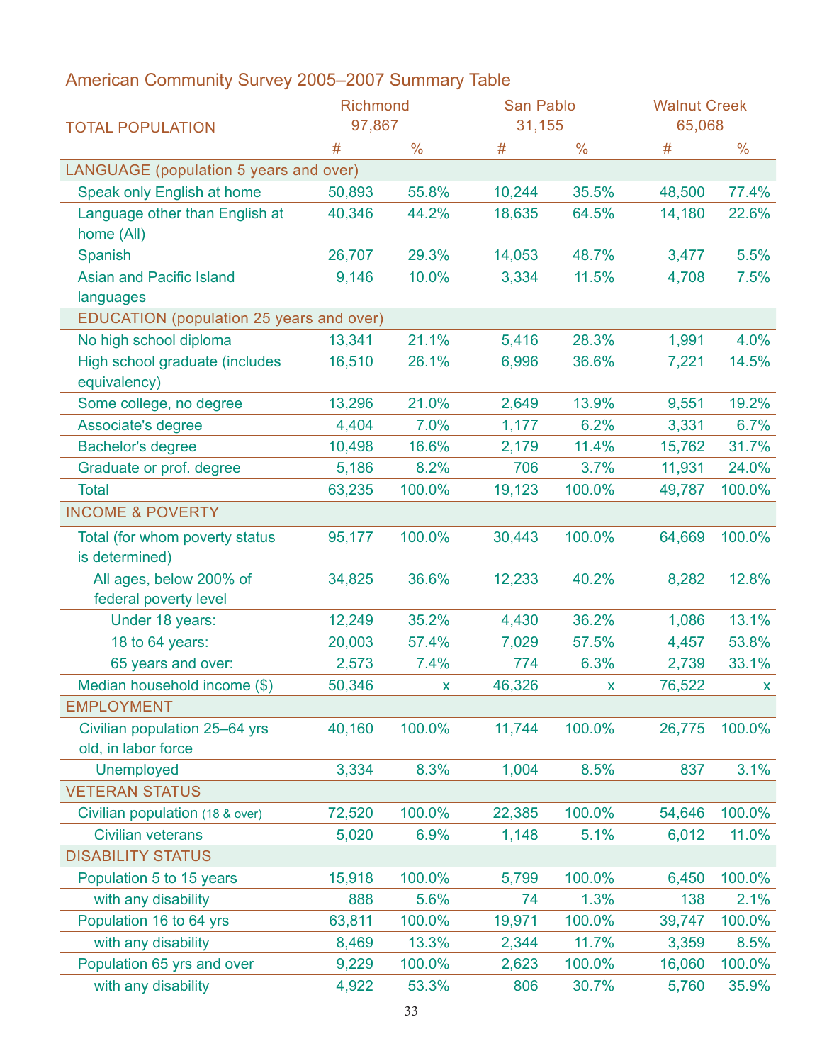## American Community Survey 2005–2007 Summary Table

| TOTAL POPULATION | Richmond 97,867 | | San Pablo 31,155 | | Walnut Creek 65,068 | |
|---|---|---|---|---|---|---|
| | # | % | # | % | # | % |
| **LANGUAGE (population 5 years and over)** | | | | | | |
| Speak only English at home | 50,893 | 55.8% | 10,244 | 35.5% | 48,500 | 77.4% |
| Language other than English at home (All) | 40,346 | 44.2% | 18,635 | 64.5% | 14,180 | 22.6% |
| Spanish | 26,707 | 29.3% | 14,053 | 48.7% | 3,477 | 5.5% |
| Asian and Pacific Island languages | 9,146 | 10.0% | 3,334 | 11.5% | 4,708 | 7.5% |
| **EDUCATION (population 25 years and over)** | | | | | | |
| No high school diploma | 13,341 | 21.1% | 5,416 | 28.3% | 1,991 | 4.0% |
| High school graduate (includes equivalency) | 16,510 | 26.1% | 6,996 | 36.6% | 7,221 | 14.5% |
| Some college, no degree | 13,296 | 21.0% | 2,649 | 13.9% | 9,551 | 19.2% |
| Associate's degree | 4,404 | 7.0% | 1,177 | 6.2% | 3,331 | 6.7% |
| Bachelor's degree | 10,498 | 16.6% | 2,179 | 11.4% | 15,762 | 31.7% |
| Graduate or prof. degree | 5,186 | 8.2% | 706 | 3.7% | 11,931 | 24.0% |
| Total | 63,235 | 100.0% | 19,123 | 100.0% | 49,787 | 100.0% |
| **INCOME & POVERTY** | | | | | | |
| Total (for whom poverty status is determined) | 95,177 | 100.0% | 30,443 | 100.0% | 64,669 | 100.0% |
| All ages, below 200% of federal poverty level | 34,825 | 36.6% | 12,233 | 40.2% | 8,282 | 12.8% |
| Under 18 years: | 12,249 | 35.2% | 4,430 | 36.2% | 1,086 | 13.1% |
| 18 to 64 years: | 20,003 | 57.4% | 7,029 | 57.5% | 4,457 | 53.8% |
| 65 years and over: | 2,573 | 7.4% | 774 | 6.3% | 2,739 | 33.1% |
| Median household income ($) | 50,346 | x | 46,326 | x | 76,522 | x |
| **EMPLOYMENT** | | | | | | |
| Civilian population 25–64 yrs old, in labor force | 40,160 | 100.0% | 11,744 | 100.0% | 26,775 | 100.0% |
| Unemployed | 3,334 | 8.3% | 1,004 | 8.5% | 837 | 3.1% |
| **VETERAN STATUS** | | | | | | |
| Civilian population (18 & over) | 72,520 | 100.0% | 22,385 | 100.0% | 54,646 | 100.0% |
| Civilian veterans | 5,020 | 6.9% | 1,148 | 5.1% | 6,012 | 11.0% |
| **DISABILITY STATUS** | | | | | | |
| Population 5 to 15 years | 15,918 | 100.0% | 5,799 | 100.0% | 6,450 | 100.0% |
| with any disability | 888 | 5.6% | 74 | 1.3% | 138 | 2.1% |
| Population 16 to 64 yrs | 63,811 | 100.0% | 19,971 | 100.0% | 39,747 | 100.0% |
| with any disability | 8,469 | 13.3% | 2,344 | 11.7% | 3,359 | 8.5% |
| Population 65 yrs and over | 9,229 | 100.0% | 2,623 | 100.0% | 16,060 | 100.0% |
| with any disability | 4,922 | 53.3% | 806 | 30.7% | 5,760 | 35.9% |